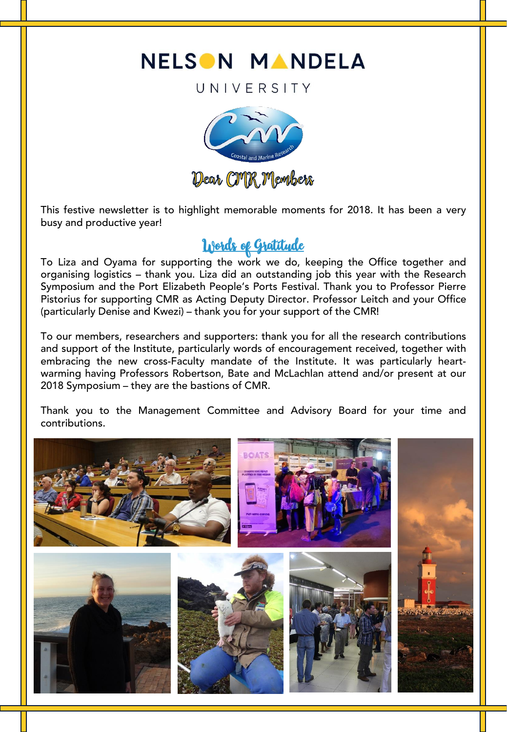# NELSON MANDELA UNIVERSITY

Coastal and Marine Research

## Dear CMR Members

This festive newsletter is to highlight memorable moments for 2018. It has been a very busy and productive year!

## Words of Gratitude

To Liza and Oyama for supporting the work we do, keeping the Office together and organising logistics – thank you. Liza did an outstanding job this year with the Research Symposium and the Port Elizabeth People's Ports Festival. Thank you to Professor Pierre Pistorius for supporting CMR as Acting Deputy Director. Professor Leitch and your Office (particularly Denise and Kwezi) – thank you for your support of the CMR!

To our members, researchers and supporters: thank you for all the research contributions and support of the Institute, particularly words of encouragement received, together with embracing the new cross-Faculty mandate of the Institute. It was particularly heart-warming having Professors Robertson, Bate and McLachlan attend and/or present at our 2018 Symposium – they are the bastions of CMR.

Thank you to the Management Committee and Advisory Board for your time and contributions.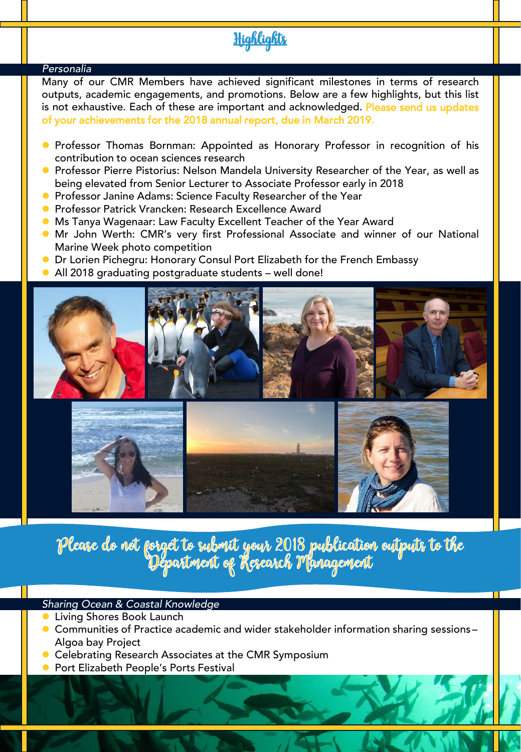# Highlights

*Personalia*

Many of our CMR Members have achieved significant milestones in terms of research outputs, academic engagements, and promotions. Below are a few highlights, but this list is not exhaustive. Each of these are important and acknowledged. Please send us updates of your achievements for the 2018 annual report, due in March 2019.

- Professor Thomas Bornman: Appointed as Honorary Professor in recognition of his contribution to ocean sciences research
- Professor Pierre Pistorius: Nelson Mandela University Researcher of the Year, as well as being elevated from Senior Lecturer to Associate Professor early in 2018
- Professor Janine Adams: Science Faculty Researcher of the Year
- Professor Patrick Vrancken: Research Excellence Award
- Ms Tanya Wagenaar: Law Faculty Excellent Teacher of the Year Award
- Mr John Werth: CMR's very first Professional Associate and winner of our National Marine Week photo competition
- Dr Lorien Pichegru: Honorary Consul Port Elizabeth for the French Embassy
- All 2018 graduating postgraduate students – well done!

Please do not forget to submit your 2018 publication outputs to the Department of Research Management

*Sharing Ocean & Coastal Knowledge*

- Living Shores Book Launch
- Communities of Practice academic and wider stakeholder information sharing sessions – Algoa bay Project
- Celebrating Research Associates at the CMR Symposium
- Port Elizabeth People's Ports Festival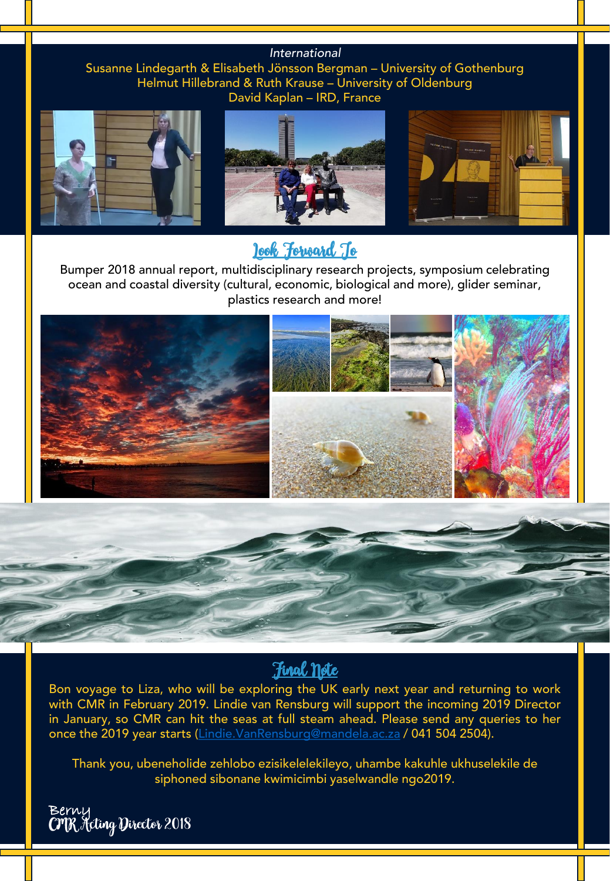*International*

Susanne Lindegarth & Elisabeth Jönsson Bergman – University of Gothenburg
Helmut Hillebrand & Ruth Krause – University of Oldenburg
David Kaplan – IRD, France

## Look Forward To

Bumper 2018 annual report, multidisciplinary research projects, symposium celebrating ocean and coastal diversity (cultural, economic, biological and more), glider seminar, plastics research and more!

## Final Note

Bon voyage to Liza, who will be exploring the UK early next year and returning to work with CMR in February 2019. Lindie van Rensburg will support the incoming 2019 Director in January, so CMR can hit the seas at full steam ahead. Please send any queries to her once the 2019 year starts (Lindie.VanRensburg@mandela.ac.za / 041 504 2504).

Thank you, ubeneholide zehlobo ezisikelelekileyo, uhambe kakuhle ukhuselekile de siphoned sibonane kwimicimbi yaselwandle ngo2019.

Berny
CMR Acting Director 2018